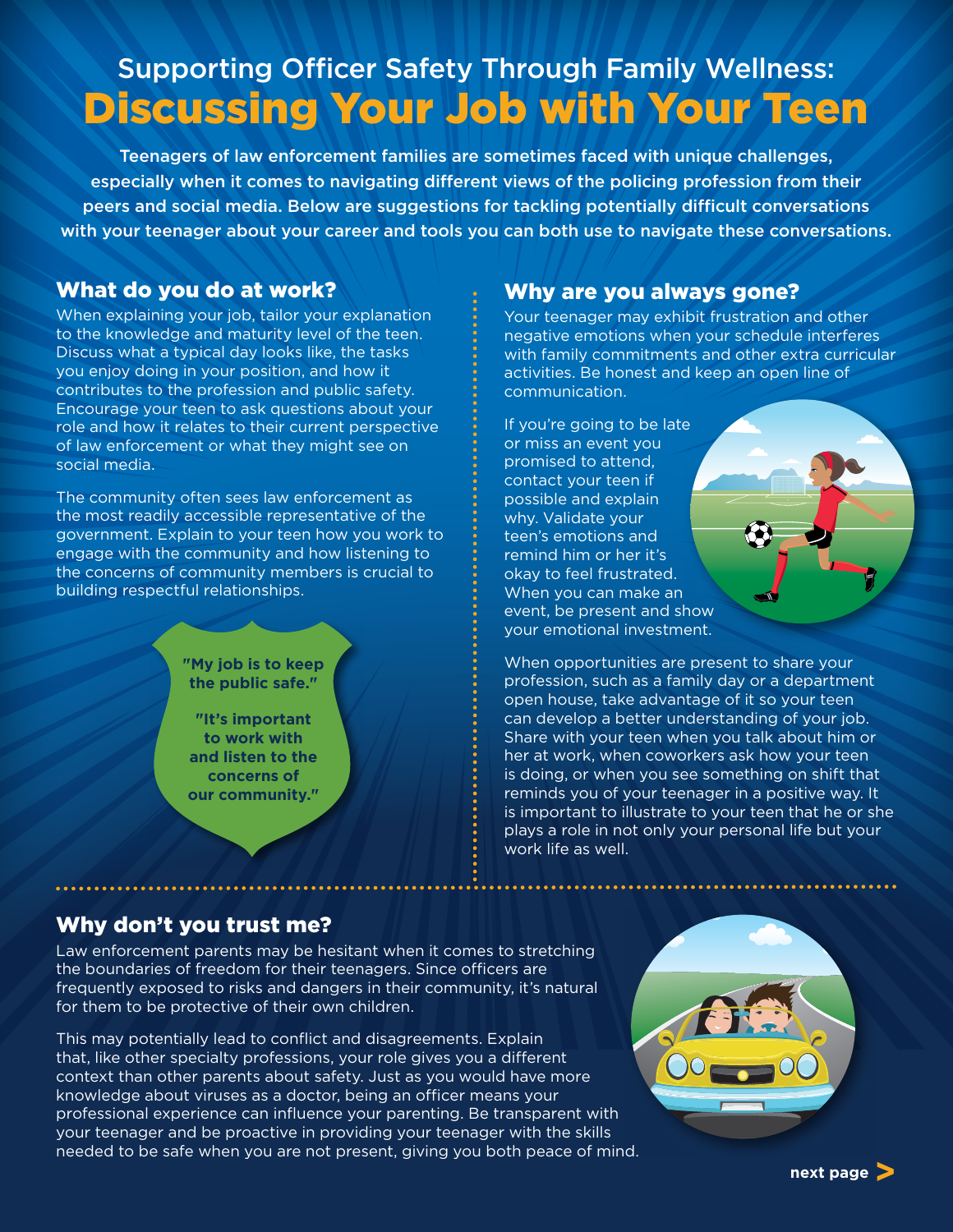# Supporting Officer Safety Through Family Wellness: Discussing Your Job with Your Teen

**Teenagers of law enforcement families are sometimes faced with unique challenges, especially when it comes to navigating different views of the policing profession from their peers and social media. Below are suggestions for tackling potentially difficult conversations with your teenager about your career and tools you can both use to navigate these conversations.**

## What do you do at work?

When explaining your job, tailor your explanation to the knowledge and maturity level of the teen. Discuss what a typical day looks like, the tasks you enjoy doing in your position, and how it contributes to the profession and public safety. Encourage your teen to ask questions about your role and how it relates to their current perspective of law enforcement or what they might see on social media.

The community often sees law enforcement as the most readily accessible representative of the government. Explain to your teen how you work to engage with the community and how listening to the concerns of community members is crucial to building respectful relationships.

**"My job is to keep the public safe."**

**"It's important to work with and listen to the concerns of our community."**

## Why are you always gone?

Your teenager may exhibit frustration and other negative emotions when your schedule interferes with family commitments and other extra curricular activities. Be honest and keep an open line of communication.

If you're going to be late or miss an event you promised to attend, contact your teen if possible and explain why. Validate your teen's emotions and remind him or her it's okay to feel frustrated. When you can make an event, be present and show your emotional investment.

When opportunities are present to share your profession, such as a family day or a department open house, take advantage of it so your teen can develop a better understanding of your job. Share with your teen when you talk about him or her at work, when coworkers ask how your teen is doing, or when you see something on shift that reminds you of your teenager in a positive way. It is important to illustrate to your teen that he or she plays a role in not only your personal life but your work life as well.

## Why don't you trust me?

Law enforcement parents may be hesitant when it comes to stretching the boundaries of freedom for their teenagers. Since officers are frequently exposed to risks and dangers in their community, it's natural for them to be protective of their own children.

This may potentially lead to conflict and disagreements. Explain that, like other specialty professions, your role gives you a different context than other parents about safety. Just as you would have more knowledge about viruses as a doctor, being an officer means your professional experience can influence your parenting. Be transparent with your teenager and be proactive in providing your teenager with the skills needed to be safe when you are not present, giving you both peace of mind.

**next page >**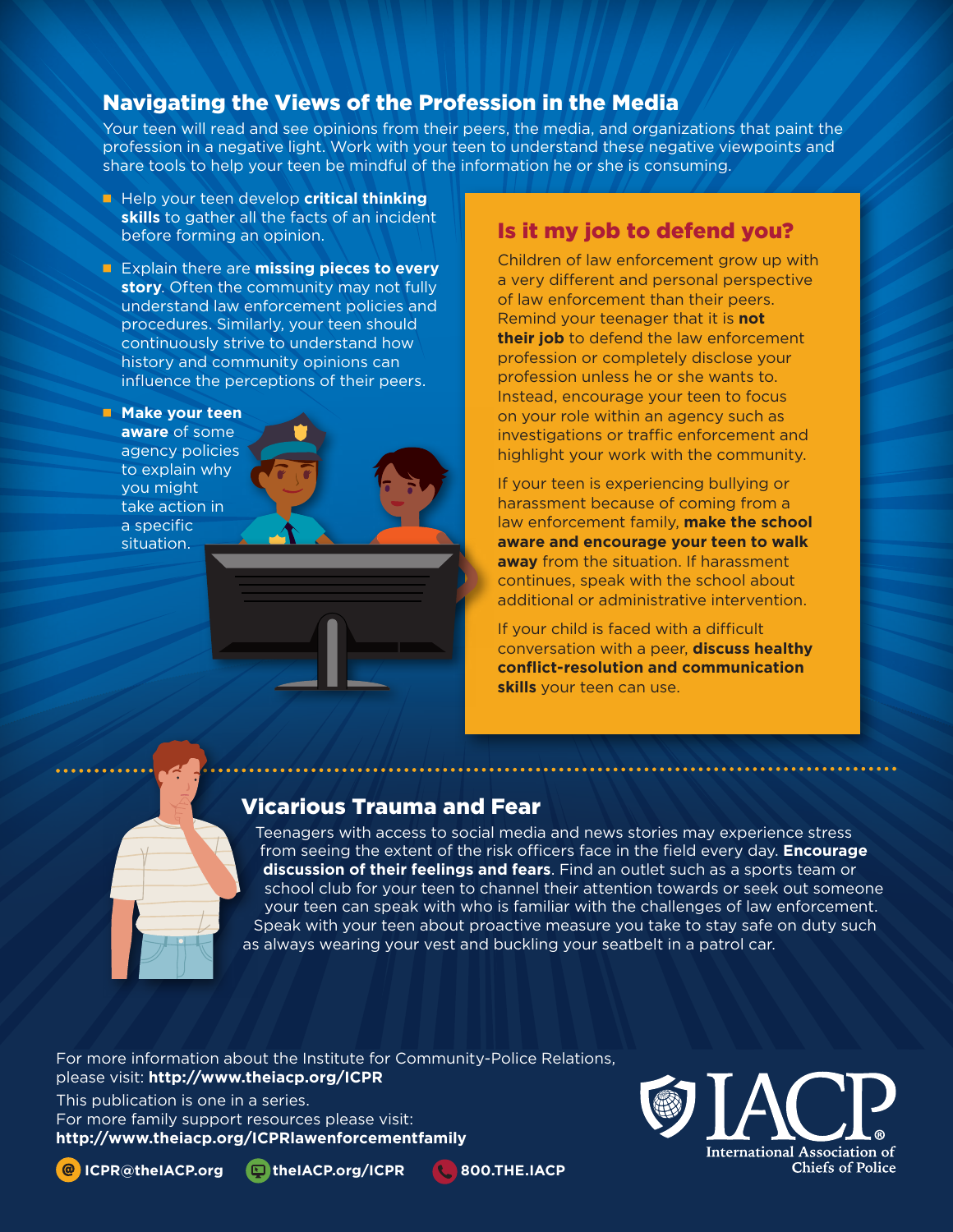## Navigating the Views of the Profession in the Media

Your teen will read and see opinions from their peers, the media, and organizations that paint the profession in a negative light. Work with your teen to understand these negative viewpoints and share tools to help your teen be mindful of the information he or she is consuming.

- Help your teen develop **critical thinking skills** to gather all the facts of an incident before forming an opinion.
- Explain there are **missing pieces to every story**. Often the community may not fully understand law enforcement policies and procedures. Similarly, your teen should continuously strive to understand how history and community opinions can influence the perceptions of their peers.
- **Make your teen aware** of some agency policies to explain why you might take action in a specific situation.

### Is it my job to defend you?

Children of law enforcement grow up with a very different and personal perspective of law enforcement than their peers. Remind your teenager that it is **not their job** to defend the law enforcement profession or completely disclose your profession unless he or she wants to. Instead, encourage your teen to focus on your role within an agency such as investigations or traffic enforcement and highlight your work with the community.

If your teen is experiencing bullying or harassment because of coming from a law enforcement family, **make the school aware and encourage your teen to walk away** from the situation. If harassment continues, speak with the school about additional or administrative intervention.

If your child is faced with a difficult conversation with a peer, **discuss healthy conflict-resolution and communication skills** your teen can use.

## Vicarious Trauma and Fear

Teenagers with access to social media and news stories may experience stress from seeing the extent of the risk officers face in the field every day. **Encourage discussion of their feelings and fears**. Find an outlet such as a sports team or school club for your teen to channel their attention towards or seek out someone your teen can speak with who is familiar with the challenges of law enforcement. Speak with your teen about proactive measure you take to stay safe on duty such as always wearing your vest and buckling your seatbelt in a patrol car.

For more information about the Institute for Community-Police Relations, please visit: **http://www.theiacp.org/ICPR**

This publication is one in a series.
For more family support resources please visit:
**http://www.theiacp.org/ICPRlawenforcementfamily**

**ICPR@theIACP.org** **theIACP.org/ICPR** **800.THE.IACP**

IACP® International Association of Chiefs of Police